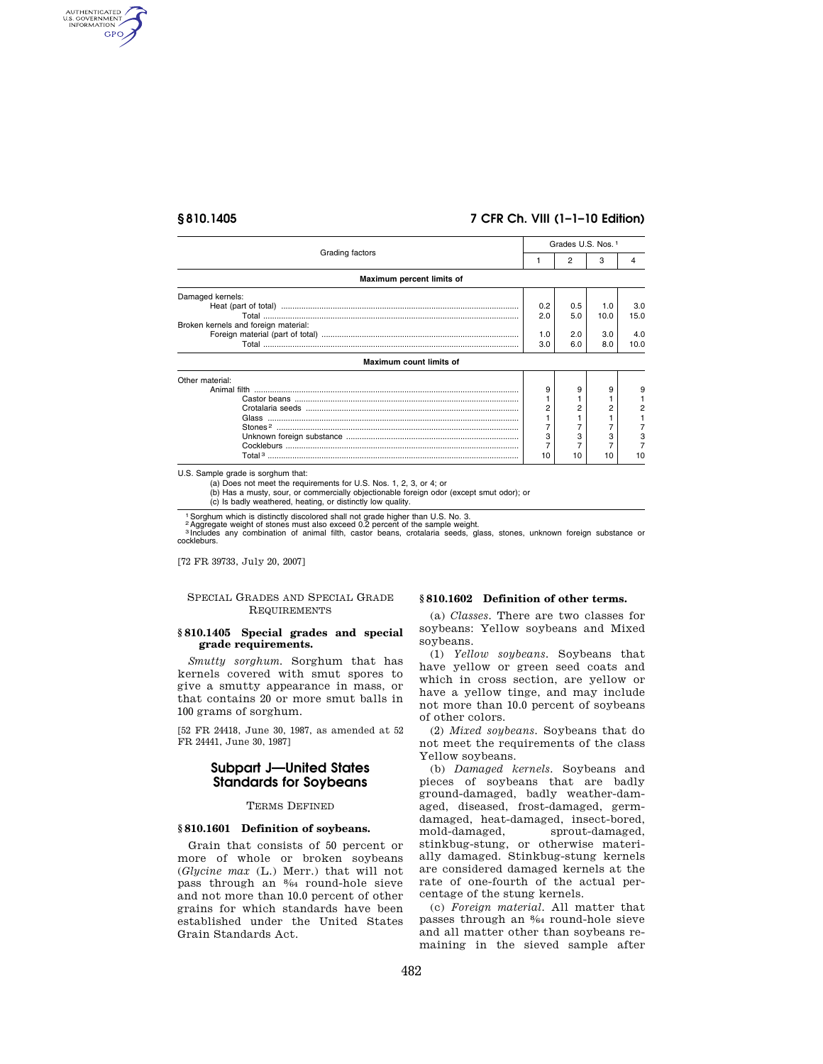| Grading factors | Grades U.S. Nos. [1] | | | |
|---|---|---|---|---|
| | 1 | 2 | 3 | 4 |
| **Maximum percent limits of** | | | | |
| Damaged kernels: | | | | |
| Heat (part of total) | 0.2 | 0.5 | 1.0 | 3.0 |
| Total | 2.0 | 5.0 | 10.0 | 15.0 |
| Broken kernels and foreign material: | | | | |
| Foreign material (part of total) | 1.0 | 2.0 | 3.0 | 4.0 |
| Total | 3.0 | 6.0 | 8.0 | 10.0 |
| **Maximum count limits of** | | | | |
| Other material: | | | | |
| Animal filth | 9 | 9 | 9 | 9 |
| Castor beans | 1 | 1 | 1 | 1 |
| Crotalaria seeds | 2 | 2 | 2 | 2 |
| Glass | 1 | 1 | 1 | 1 |
| Stones [2] | 7 | 7 | 7 | 7 |
| Unknown foreign substance | 3 | 3 | 3 | 3 |
| Cockleburs | 7 | 7 | 7 | 7 |
| Total [3] | 10 | 10 | 10 | 10 |

U.S. Sample grade is sorghum that:
(a) Does not meet the requirements for U.S. Nos. 1, 2, 3, or 4; or
(b) Has a musty, sour, or commercially objectionable foreign odor (except smut odor); or
(c) Is badly weathered, heating, or distinctly low quality.

[1] Sorghum which is distinctly discolored shall not grade higher than U.S. No. 3.
[2] Aggregate weight of stones must also exceed 0.2 percent of the sample weight.
[3] Includes any combination of animal filth, castor beans, crotalaria seeds, glass, stones, unknown foreign substance or cockleburs.

[72 FR 39733, July 20, 2007]

SPECIAL GRADES AND SPECIAL GRADE REQUIREMENTS

### § 810.1405 Special grades and special grade requirements.

*Smutty sorghum.* Sorghum that has kernels covered with smut spores to give a smutty appearance in mass, or that contains 20 or more smut balls in 100 grams of sorghum.

[52 FR 24418, June 30, 1987, as amended at 52 FR 24441, June 30, 1987]

## Subpart J—United States Standards for Soybeans

TERMS DEFINED

### § 810.1601 Definition of soybeans.

Grain that consists of 50 percent or more of whole or broken soybeans (*Glycine max* (L.) Merr.) that will not pass through an 8⁄64 round-hole sieve and not more than 10.0 percent of other grains for which standards have been established under the United States Grain Standards Act.

### § 810.1602 Definition of other terms.

(a) *Classes.* There are two classes for soybeans: Yellow soybeans and Mixed soybeans.

(1) *Yellow soybeans.* Soybeans that have yellow or green seed coats and which in cross section, are yellow or have a yellow tinge, and may include not more than 10.0 percent of soybeans of other colors.

(2) *Mixed soybeans.* Soybeans that do not meet the requirements of the class Yellow soybeans.

(b) *Damaged kernels.* Soybeans and pieces of soybeans that are badly ground-damaged, badly weather-damaged, diseased, frost-damaged, germ-damaged, heat-damaged, insect-bored, mold-damaged, sprout-damaged, stinkbug-stung, or otherwise materially damaged. Stinkbug-stung kernels are considered damaged kernels at the rate of one-fourth of the actual percentage of the stung kernels.

(c) *Foreign material.* All matter that passes through an 8⁄64 round-hole sieve and all matter other than soybeans remaining in the sieved sample after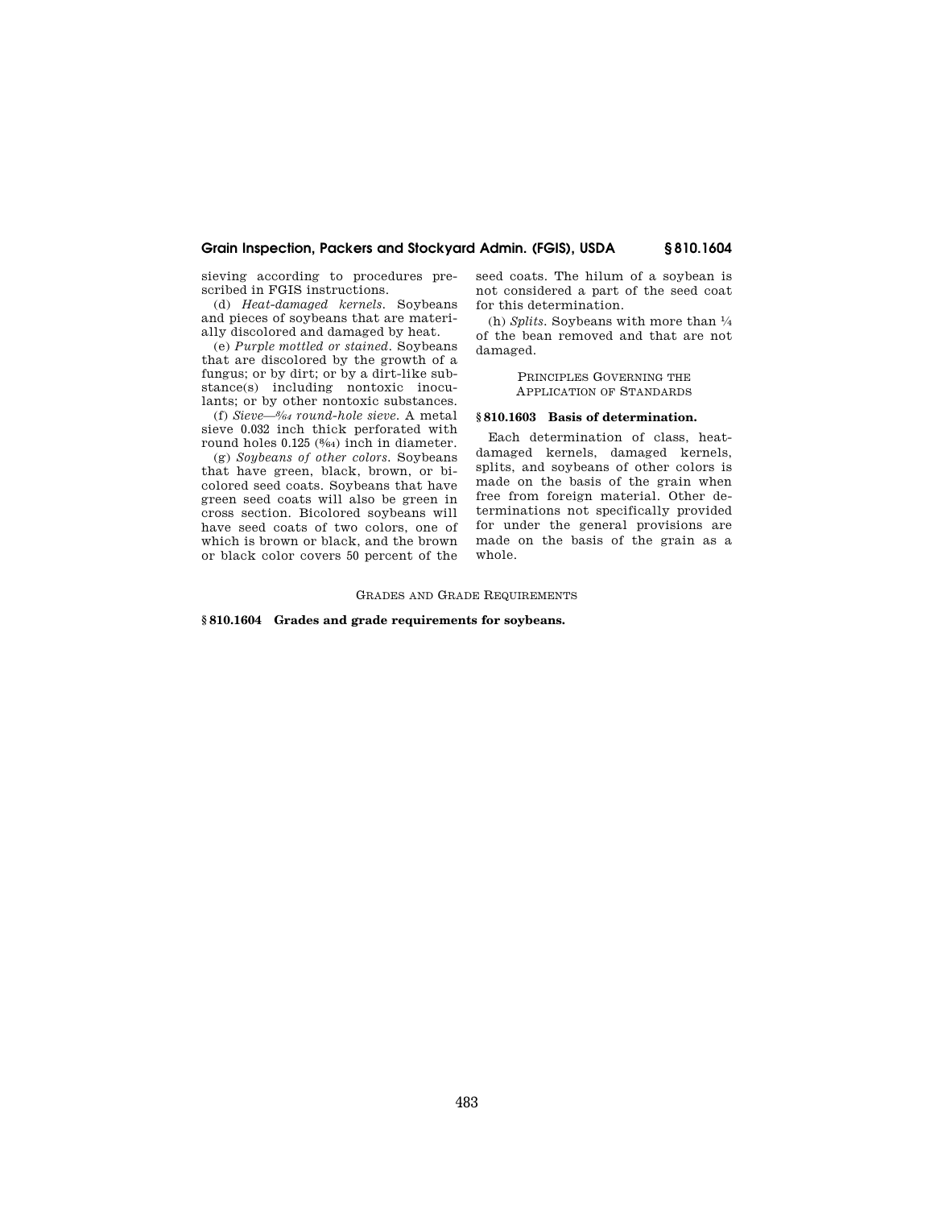sieving according to procedures prescribed in FGIS instructions.

(d) *Heat-damaged kernels*. Soybeans and pieces of soybeans that are materially discolored and damaged by heat.

(e) *Purple mottled or stained*. Soybeans that are discolored by the growth of a fungus; or by dirt; or by a dirt-like substance(s) including nontoxic inoculants; or by other nontoxic substances.

(f) *Sieve—8⁄64 round-hole sieve*. A metal sieve 0.032 inch thick perforated with round holes 0.125 (8⁄64) inch in diameter.

(g) *Soybeans of other colors*. Soybeans that have green, black, brown, or bicolored seed coats. Soybeans that have green seed coats will also be green in cross section. Bicolored soybeans will have seed coats of two colors, one of which is brown or black, and the brown or black color covers 50 percent of the seed coats. The hilum of a soybean is not considered a part of the seed coat for this determination.

(h) *Splits*. Soybeans with more than ¼ of the bean removed and that are not damaged.

PRINCIPLES GOVERNING THE APPLICATION OF STANDARDS

### § 810.1603 Basis of determination.

Each determination of class, heat-damaged kernels, damaged kernels, splits, and soybeans of other colors is made on the basis of the grain when free from foreign material. Other determinations not specifically provided for under the general provisions are made on the basis of the grain as a whole.

GRADES AND GRADE REQUIREMENTS

### § 810.1604 Grades and grade requirements for soybeans.